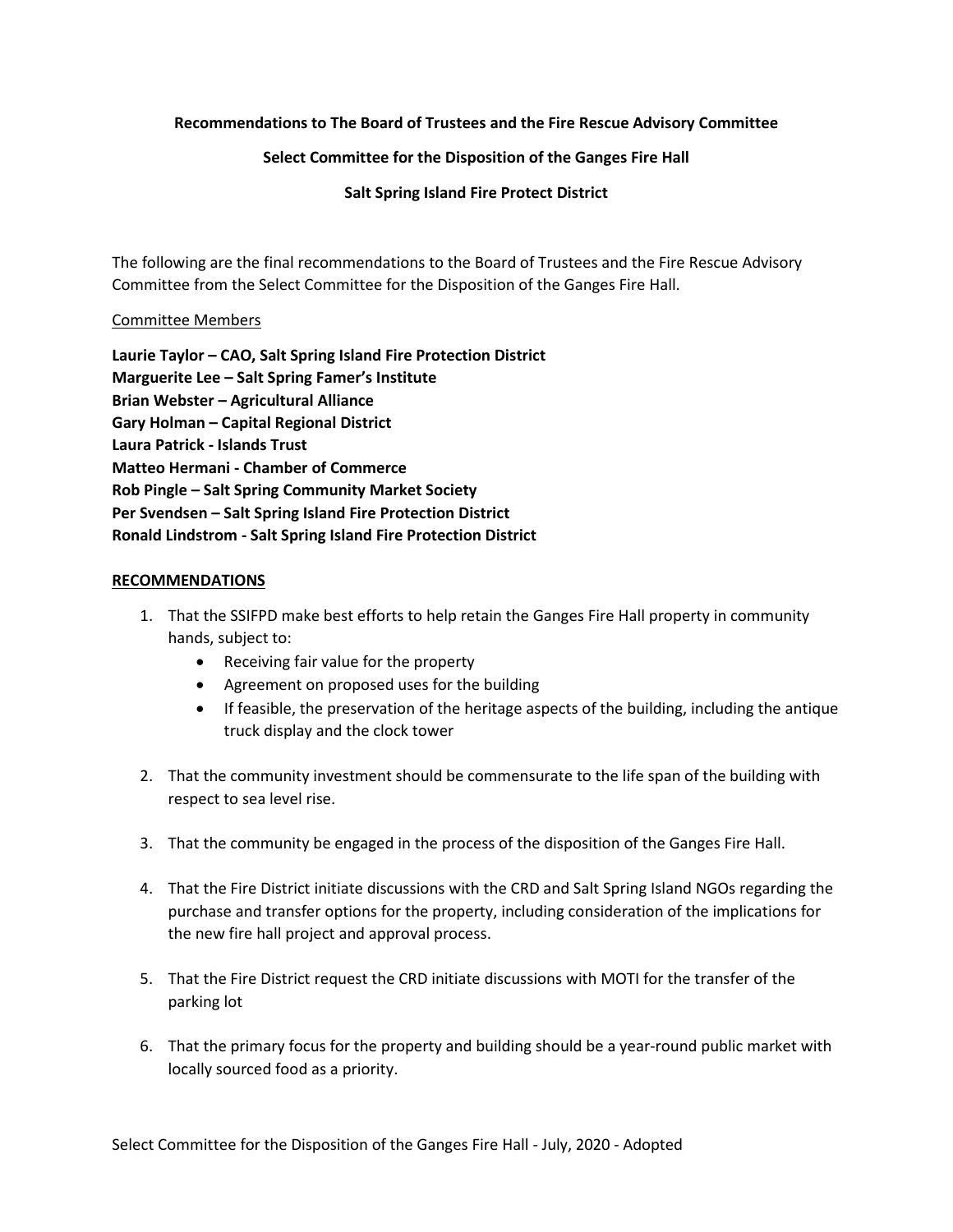**Recommendations to The Board of Trustees and the Fire Rescue Advisory Committee**

**Select Committee for the Disposition of the Ganges Fire Hall**

**Salt Spring Island Fire Protect District**

The following are the final recommendations to the Board of Trustees and the Fire Rescue Advisory Committee from the Select Committee for the Disposition of the Ganges Fire Hall.

<u>Committee Members</u>

**Laurie Taylor – CAO, Salt Spring Island Fire Protection District**
**Marguerite Lee – Salt Spring Famer's Institute**
**Brian Webster – Agricultural Alliance**
**Gary Holman – Capital Regional District**
**Laura Patrick - Islands Trust**
**Matteo Hermani - Chamber of Commerce**
**Rob Pingle – Salt Spring Community Market Society**
**Per Svendsen – Salt Spring Island Fire Protection District**
**Ronald Lindstrom - Salt Spring Island Fire Protection District**

**<u>RECOMMENDATIONS</u>**

1. That the SSIFPD make best efforts to help retain the Ganges Fire Hall property in community hands, subject to:
   - Receiving fair value for the property
   - Agreement on proposed uses for the building
   - If feasible, the preservation of the heritage aspects of the building, including the antique truck display and the clock tower

2. That the community investment should be commensurate to the life span of the building with respect to sea level rise.

3. That the community be engaged in the process of the disposition of the Ganges Fire Hall.

4. That the Fire District initiate discussions with the CRD and Salt Spring Island NGOs regarding the purchase and transfer options for the property, including consideration of the implications for the new fire hall project and approval process.

5. That the Fire District request the CRD initiate discussions with MOTI for the transfer of the parking lot

6. That the primary focus for the property and building should be a year-round public market with locally sourced food as a priority.